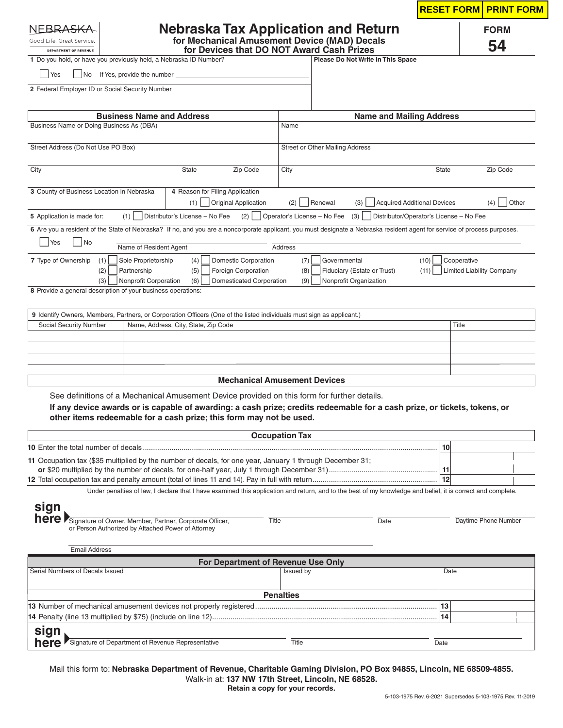RESET FORM | PRINT FORM

NEBRASKA
Good Life. Great Service.
DEPARTMENT OF REVENUE

# Nebraska Tax Application and Return

## for Mechanical Amusement Device (MAD) Decals for Devices that DO NOT Award Cash Prizes

**FORM 54**

1 Do you hold, or have you previously held, a Nebraska ID Number?

☐ Yes ☐ No If Yes, provide the number ____________

**Please Do Not Write In This Space**

2 Federal Employer ID or Social Security Number

| Business Name and Address | | | Name and Mailing Address | | |
|---|---|---|---|---|---|
| Business Name or Doing Business As (DBA) | | | Name | | |
| Street Address (Do Not Use PO Box) | | | Street or Other Mailing Address | | |
| City | State | Zip Code | City | State | Zip Code |

3 County of Business Location in Nebraska

4 Reason for Filing Application (1) ☐ Original Application (2) ☐ Renewal (3) ☐ Acquired Additional Devices (4) ☐ Other

5 Application is made for: (1) ☐ Distributor's License – No Fee (2) ☐ Operator's License – No Fee (3) ☐ Distributor/Operator's License – No Fee

6 Are you a resident of the State of Nebraska? If no, and you are a noncorporate applicant, you must designate a Nebraska resident agent for service of process purposes.

☐ Yes ☐ No Name of Resident Agent ____________ Address ____________

7 Type of Ownership
(1) ☐ Sole Proprietorship (2) ☐ Partnership (3) ☐ Nonprofit Corporation
(4) ☐ Domestic Corporation (5) ☐ Foreign Corporation (6) ☐ Domesticated Corporation
(7) ☐ Governmental (8) ☐ Fiduciary (Estate or Trust) (9) ☐ Nonprofit Organization
(10) ☐ Cooperative (11) ☐ Limited Liability Company

8 Provide a general description of your business operations:

9 Identify Owners, Members, Partners, or Corporation Officers (One of the listed individuals must sign as applicant.)

| Social Security Number | Name, Address, City, State, Zip Code | Title |
|---|---|---|
| | | |
| | | |
| | | |
| | | |

### Mechanical Amusement Devices

See definitions of a Mechanical Amusement Device provided on this form for further details.

**If any device awards or is capable of awarding: a cash prize; credits redeemable for a cash prize, or tickets, tokens, or other items redeemable for a cash prize; this form may not be used.**

### Occupation Tax

| | | |
|---|---|---|
| 10 Enter the total number of decals | 10 | |
| 11 Occupation tax ($35 multiplied by the number of decals, for one year, January 1 through December 31; **or** $20 multiplied by the number of decals, for one-half year, July 1 through December 31) | 11 | |
| 12 Total occupation tax and penalty amount (total of lines 11 and 14). Pay in full with return | 12 | |

Under penalties of law, I declare that I have examined this application and return, and to the best of my knowledge and belief, it is correct and complete.

**sign here** Signature of Owner, Member, Partner, Corporate Officer, or Person Authorized by Attached Power of Attorney | Title | Date | Daytime Phone Number

Email Address

### For Department of Revenue Use Only

| Serial Numbers of Decals Issued | Issued by | Date |
|---|---|---|
| | | |

### Penalties

| | | |
|---|---|---|
| 13 Number of mechanical amusement devices not properly registered | 13 | |
| 14 Penalty (line 13 multiplied by $75) (include on line 12) | 14 | |

**sign here** Signature of Department of Revenue Representative | Title | Date

Mail this form to: **Nebraska Department of Revenue, Charitable Gaming Division, PO Box 94855, Lincoln, NE 68509-4855.**
Walk-in at: **137 NW 17th Street, Lincoln, NE 68528.**
**Retain a copy for your records.**

5-103-1975 Rev. 6-2021 Supersedes 5-103-1975 Rev. 11-2019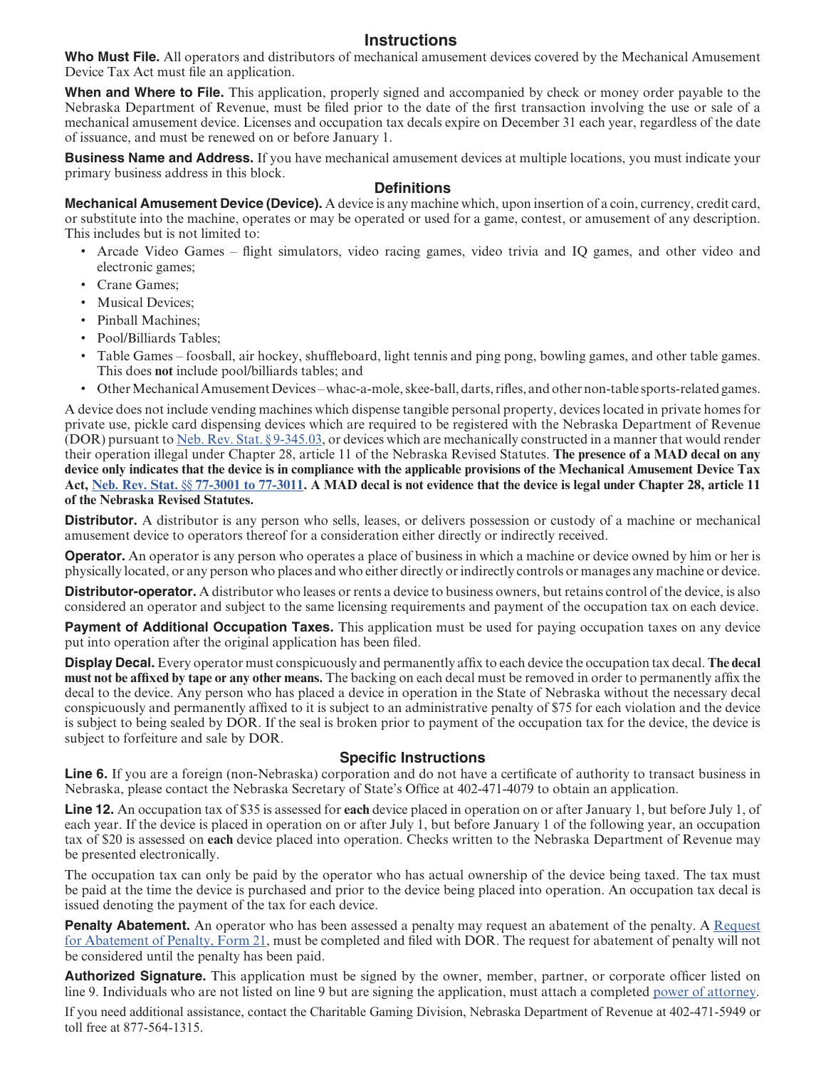# Instructions

**Who Must File.** All operators and distributors of mechanical amusement devices covered by the Mechanical Amusement Device Tax Act must file an application.

**When and Where to File.** This application, properly signed and accompanied by check or money order payable to the Nebraska Department of Revenue, must be filed prior to the date of the first transaction involving the use or sale of a mechanical amusement device. Licenses and occupation tax decals expire on December 31 each year, regardless of the date of issuance, and must be renewed on or before January 1.

**Business Name and Address.** If you have mechanical amusement devices at multiple locations, you must indicate your primary business address in this block.

## Definitions

**Mechanical Amusement Device (Device).** A device is any machine which, upon insertion of a coin, currency, credit card, or substitute into the machine, operates or may be operated or used for a game, contest, or amusement of any description. This includes but is not limited to:

- Arcade Video Games – flight simulators, video racing games, video trivia and IQ games, and other video and electronic games;
- Crane Games;
- Musical Devices;
- Pinball Machines;
- Pool/Billiards Tables;
- Table Games – foosball, air hockey, shuffleboard, light tennis and ping pong, bowling games, and other table games. This does **not** include pool/billiards tables; and
- Other Mechanical Amusement Devices – whac-a-mole, skee-ball, darts, rifles, and other non-table sports-related games.

A device does not include vending machines which dispense tangible personal property, devices located in private homes for private use, pickle card dispensing devices which are required to be registered with the Nebraska Department of Revenue (DOR) pursuant to Neb. Rev. Stat. § 9-345.03, or devices which are mechanically constructed in a manner that would render their operation illegal under Chapter 28, article 11 of the Nebraska Revised Statutes. **The presence of a MAD decal on any device only indicates that the device is in compliance with the applicable provisions of the Mechanical Amusement Device Tax Act, Neb. Rev. Stat. §§ 77-3001 to 77-3011. A MAD decal is not evidence that the device is legal under Chapter 28, article 11 of the Nebraska Revised Statutes.**

**Distributor.** A distributor is any person who sells, leases, or delivers possession or custody of a machine or mechanical amusement device to operators thereof for a consideration either directly or indirectly received.

**Operator.** An operator is any person who operates a place of business in which a machine or device owned by him or her is physically located, or any person who places and who either directly or indirectly controls or manages any machine or device.

**Distributor-operator.** A distributor who leases or rents a device to business owners, but retains control of the device, is also considered an operator and subject to the same licensing requirements and payment of the occupation tax on each device.

**Payment of Additional Occupation Taxes.** This application must be used for paying occupation taxes on any device put into operation after the original application has been filed.

**Display Decal.** Every operator must conspicuously and permanently affix to each device the occupation tax decal. **The decal must not be affixed by tape or any other means.** The backing on each decal must be removed in order to permanently affix the decal to the device. Any person who has placed a device in operation in the State of Nebraska without the necessary decal conspicuously and permanently affixed to it is subject to an administrative penalty of $75 for each violation and the device is subject to being sealed by DOR. If the seal is broken prior to payment of the occupation tax for the device, the device is subject to forfeiture and sale by DOR.

## Specific Instructions

**Line 6.** If you are a foreign (non-Nebraska) corporation and do not have a certificate of authority to transact business in Nebraska, please contact the Nebraska Secretary of State's Office at 402-471-4079 to obtain an application.

**Line 12.** An occupation tax of $35 is assessed for **each** device placed in operation on or after January 1, but before July 1, of each year. If the device is placed in operation on or after July 1, but before January 1 of the following year, an occupation tax of $20 is assessed on **each** device placed into operation. Checks written to the Nebraska Department of Revenue may be presented electronically.

The occupation tax can only be paid by the operator who has actual ownership of the device being taxed. The tax must be paid at the time the device is purchased and prior to the device being placed into operation. An occupation tax decal is issued denoting the payment of the tax for each device.

**Penalty Abatement.** An operator who has been assessed a penalty may request an abatement of the penalty. A Request for Abatement of Penalty, Form 21, must be completed and filed with DOR. The request for abatement of penalty will not be considered until the penalty has been paid.

**Authorized Signature.** This application must be signed by the owner, member, partner, or corporate officer listed on line 9. Individuals who are not listed on line 9 but are signing the application, must attach a completed power of attorney.

If you need additional assistance, contact the Charitable Gaming Division, Nebraska Department of Revenue at 402-471-5949 or toll free at 877-564-1315.